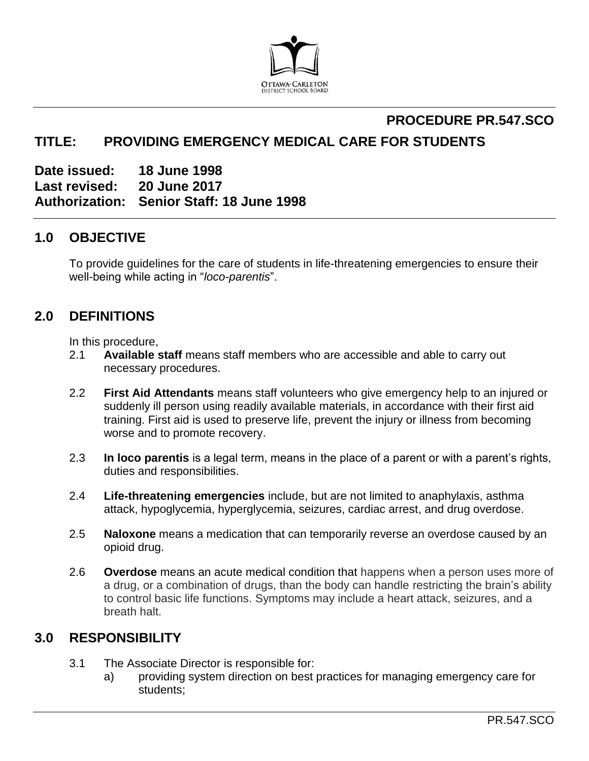OTTAWA-CARLETON
DISTRICT SCHOOL BOARD

**PROCEDURE PR.547.SCO**

# TITLE: PROVIDING EMERGENCY MEDICAL CARE FOR STUDENTS

**Date issued:** **18 June 1998**
**Last revised:** **20 June 2017**
**Authorization:** **Senior Staff: 18 June 1998**

## 1.0 OBJECTIVE

To provide guidelines for the care of students in life-threatening emergencies to ensure their well-being while acting in "*loco-parentis*".

## 2.0 DEFINITIONS

In this procedure,

2.1 **Available staff** means staff members who are accessible and able to carry out necessary procedures.

2.2 **First Aid Attendants** means staff volunteers who give emergency help to an injured or suddenly ill person using readily available materials, in accordance with their first aid training. First aid is used to preserve life, prevent the injury or illness from becoming worse and to promote recovery.

2.3 **In loco parentis** is a legal term, means in the place of a parent or with a parent's rights, duties and responsibilities.

2.4 **Life-threatening emergencies** include, but are not limited to anaphylaxis, asthma attack, hypoglycemia, hyperglycemia, seizures, cardiac arrest, and drug overdose.

2.5 **Naloxone** means a medication that can temporarily reverse an overdose caused by an opioid drug.

2.6 **Overdose** means an acute medical condition that happens when a person uses more of a drug, or a combination of drugs, than the body can handle restricting the brain's ability to control basic life functions. Symptoms may include a heart attack, seizures, and a breath halt.

## 3.0 RESPONSIBILITY

3.1 The Associate Director is responsible for:

a) providing system direction on best practices for managing emergency care for students;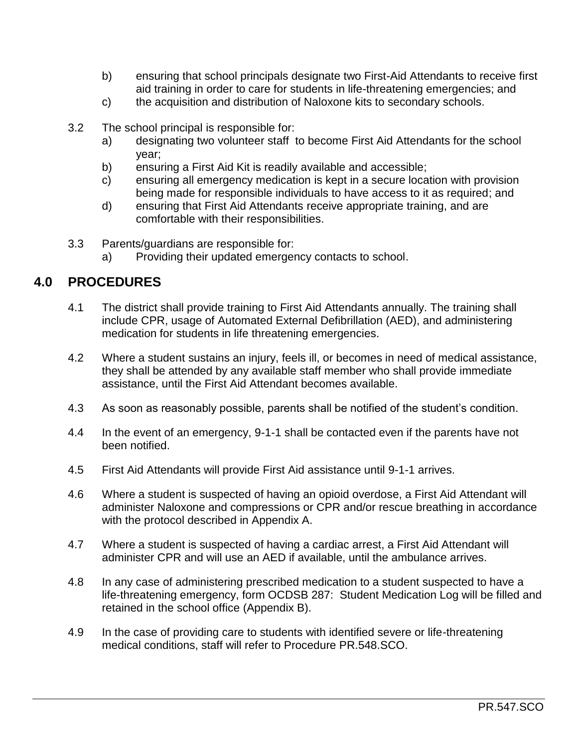b) ensuring that school principals designate two First-Aid Attendants to receive first aid training in order to care for students in life-threatening emergencies; and

c) the acquisition and distribution of Naloxone kits to secondary schools.

3.2 The school principal is responsible for:

a) designating two volunteer staff to become First Aid Attendants for the school year;

b) ensuring a First Aid Kit is readily available and accessible;

c) ensuring all emergency medication is kept in a secure location with provision being made for responsible individuals to have access to it as required; and

d) ensuring that First Aid Attendants receive appropriate training, and are comfortable with their responsibilities.

3.3 Parents/guardians are responsible for:

a) Providing their updated emergency contacts to school.

## 4.0 PROCEDURES

4.1 The district shall provide training to First Aid Attendants annually. The training shall include CPR, usage of Automated External Defibrillation (AED), and administering medication for students in life threatening emergencies.

4.2 Where a student sustains an injury, feels ill, or becomes in need of medical assistance, they shall be attended by any available staff member who shall provide immediate assistance, until the First Aid Attendant becomes available.

4.3 As soon as reasonably possible, parents shall be notified of the student's condition.

4.4 In the event of an emergency, 9-1-1 shall be contacted even if the parents have not been notified.

4.5 First Aid Attendants will provide First Aid assistance until 9-1-1 arrives.

4.6 Where a student is suspected of having an opioid overdose, a First Aid Attendant will administer Naloxone and compressions or CPR and/or rescue breathing in accordance with the protocol described in Appendix A.

4.7 Where a student is suspected of having a cardiac arrest, a First Aid Attendant will administer CPR and will use an AED if available, until the ambulance arrives.

4.8 In any case of administering prescribed medication to a student suspected to have a life-threatening emergency, form OCDSB 287: Student Medication Log will be filled and retained in the school office (Appendix B).

4.9 In the case of providing care to students with identified severe or life-threatening medical conditions, staff will refer to Procedure PR.548.SCO.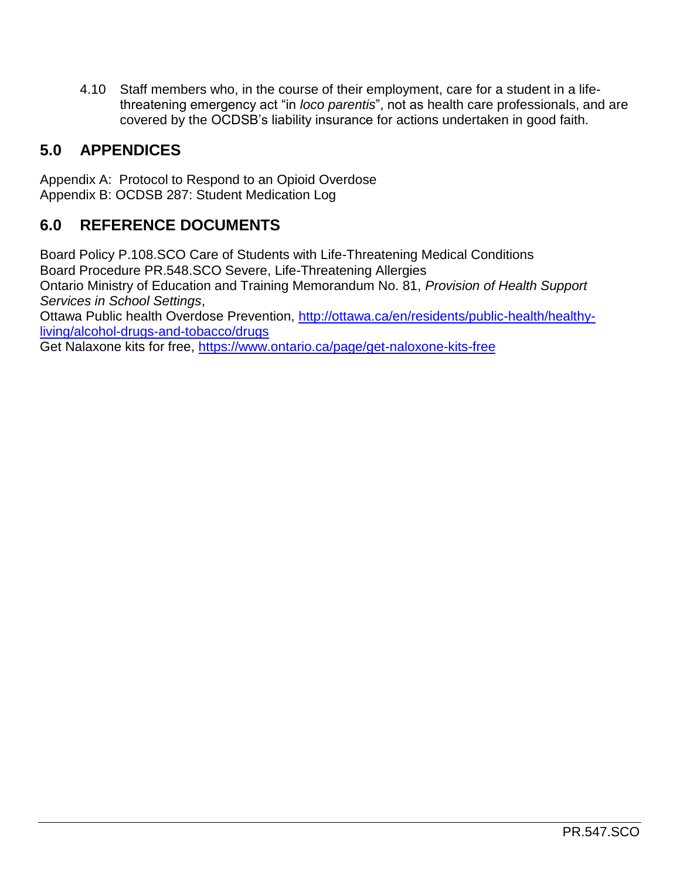4.10 Staff members who, in the course of their employment, care for a student in a life-threatening emergency act "in *loco parentis*", not as health care professionals, and are covered by the OCDSB's liability insurance for actions undertaken in good faith.

## 5.0 APPENDICES

Appendix A: Protocol to Respond to an Opioid Overdose
Appendix B: OCDSB 287: Student Medication Log

## 6.0 REFERENCE DOCUMENTS

Board Policy P.108.SCO Care of Students with Life-Threatening Medical Conditions
Board Procedure PR.548.SCO Severe, Life-Threatening Allergies
Ontario Ministry of Education and Training Memorandum No. 81, *Provision of Health Support Services in School Settings*,
Ottawa Public health Overdose Prevention, [http://ottawa.ca/en/residents/public-health/healthy-living/alcohol-drugs-and-tobacco/drugs](http://ottawa.ca/en/residents/public-health/healthy-living/alcohol-drugs-and-tobacco/drugs)
Get Nalaxone kits for free, [https://www.ontario.ca/page/get-naloxone-kits-free](https://www.ontario.ca/page/get-naloxone-kits-free)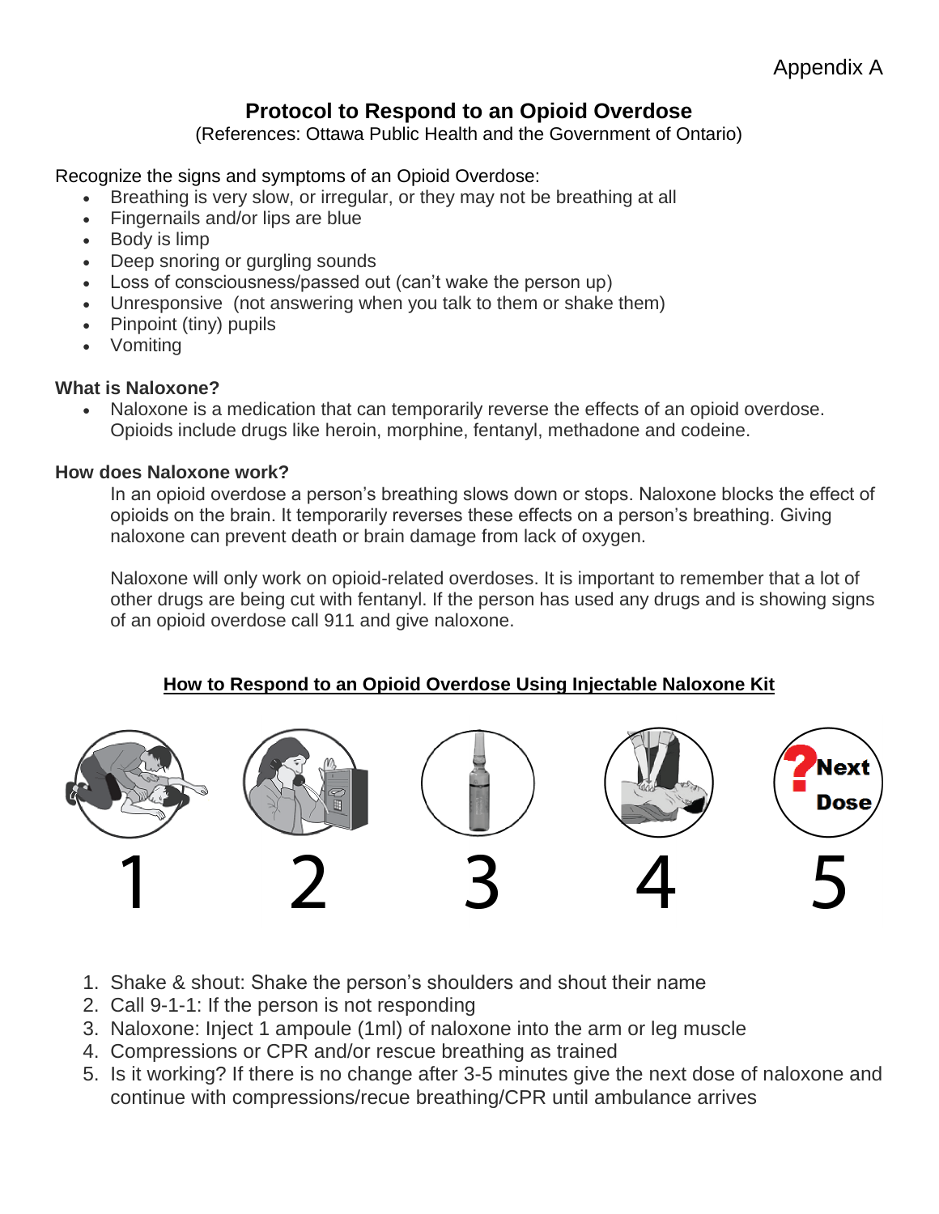Appendix A

# Protocol to Respond to an Opioid Overdose

(References: Ottawa Public Health and the Government of Ontario)

Recognize the signs and symptoms of an Opioid Overdose:

- Breathing is very slow, or irregular, or they may not be breathing at all
- Fingernails and/or lips are blue
- Body is limp
- Deep snoring or gurgling sounds
- Loss of consciousness/passed out (can't wake the person up)
- Unresponsive (not answering when you talk to them or shake them)
- Pinpoint (tiny) pupils
- Vomiting

**What is Naloxone?**

- Naloxone is a medication that can temporarily reverse the effects of an opioid overdose. Opioids include drugs like heroin, morphine, fentanyl, methadone and codeine.

**How does Naloxone work?**

In an opioid overdose a person's breathing slows down or stops. Naloxone blocks the effect of opioids on the brain. It temporarily reverses these effects on a person's breathing. Giving naloxone can prevent death or brain damage from lack of oxygen.

Naloxone will only work on opioid-related overdoses. It is important to remember that a lot of other drugs are being cut with fentanyl. If the person has used any drugs and is showing signs of an opioid overdose call 911 and give naloxone.

**How to Respond to an Opioid Overdose Using Injectable Naloxone Kit**

1 2 3 4 5

1. Shake & shout: Shake the person's shoulders and shout their name
2. Call 9-1-1: If the person is not responding
3. Naloxone: Inject 1 ampoule (1ml) of naloxone into the arm or leg muscle
4. Compressions or CPR and/or rescue breathing as trained
5. Is it working? If there is no change after 3-5 minutes give the next dose of naloxone and continue with compressions/recue breathing/CPR until ambulance arrives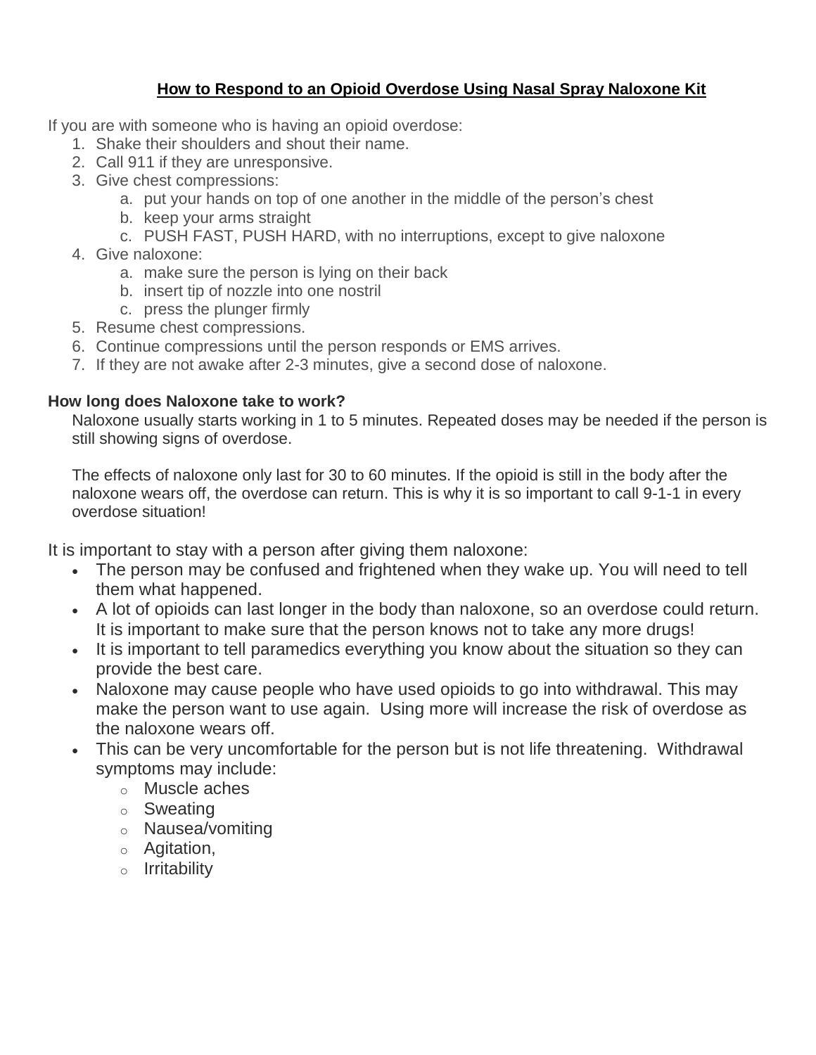## How to Respond to an Opioid Overdose Using Nasal Spray Naloxone Kit

If you are with someone who is having an opioid overdose:

1. Shake their shoulders and shout their name.
2. Call 911 if they are unresponsive.
3. Give chest compressions:
   a. put your hands on top of one another in the middle of the person's chest
   b. keep your arms straight
   c. PUSH FAST, PUSH HARD, with no interruptions, except to give naloxone
4. Give naloxone:
   a. make sure the person is lying on their back
   b. insert tip of nozzle into one nostril
   c. press the plunger firmly
5. Resume chest compressions.
6. Continue compressions until the person responds or EMS arrives.
7. If they are not awake after 2-3 minutes, give a second dose of naloxone.

**How long does Naloxone take to work?**

Naloxone usually starts working in 1 to 5 minutes. Repeated doses may be needed if the person is still showing signs of overdose.

The effects of naloxone only last for 30 to 60 minutes. If the opioid is still in the body after the naloxone wears off, the overdose can return. This is why it is so important to call 9-1-1 in every overdose situation!

It is important to stay with a person after giving them naloxone:

- The person may be confused and frightened when they wake up. You will need to tell them what happened.
- A lot of opioids can last longer in the body than naloxone, so an overdose could return. It is important to make sure that the person knows not to take any more drugs!
- It is important to tell paramedics everything you know about the situation so they can provide the best care.
- Naloxone may cause people who have used opioids to go into withdrawal. This may make the person want to use again. Using more will increase the risk of overdose as the naloxone wears off.
- This can be very uncomfortable for the person but is not life threatening. Withdrawal symptoms may include:
  - Muscle aches
  - Sweating
  - Nausea/vomiting
  - Agitation,
  - Irritability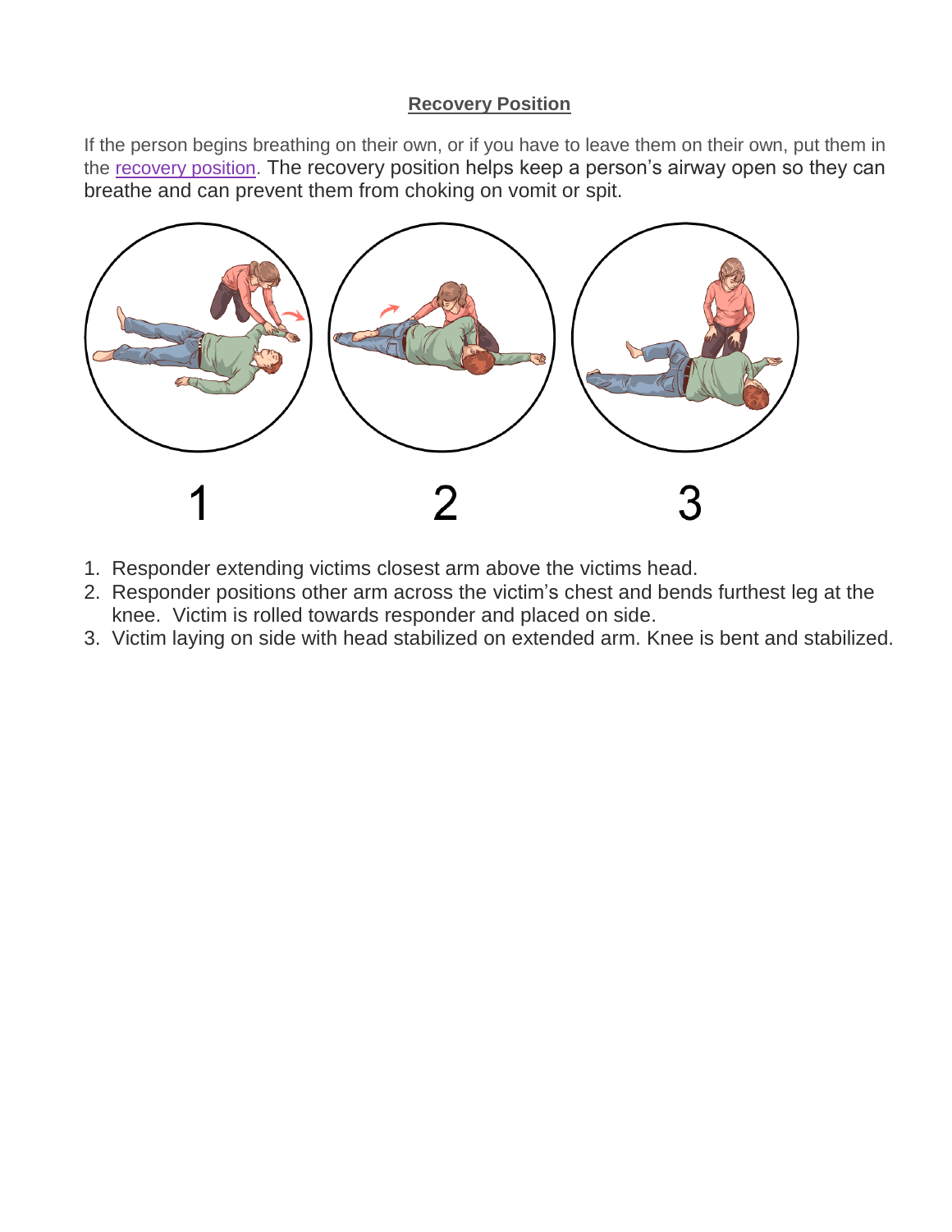## Recovery Position

If the person begins breathing on their own, or if you have to leave them on their own, put them in the recovery position. The recovery position helps keep a person's airway open so they can breathe and can prevent them from choking on vomit or spit.

1 2 3

1. Responder extending victims closest arm above the victims head.
2. Responder positions other arm across the victim's chest and bends furthest leg at the knee. Victim is rolled towards responder and placed on side.
3. Victim laying on side with head stabilized on extended arm. Knee is bent and stabilized.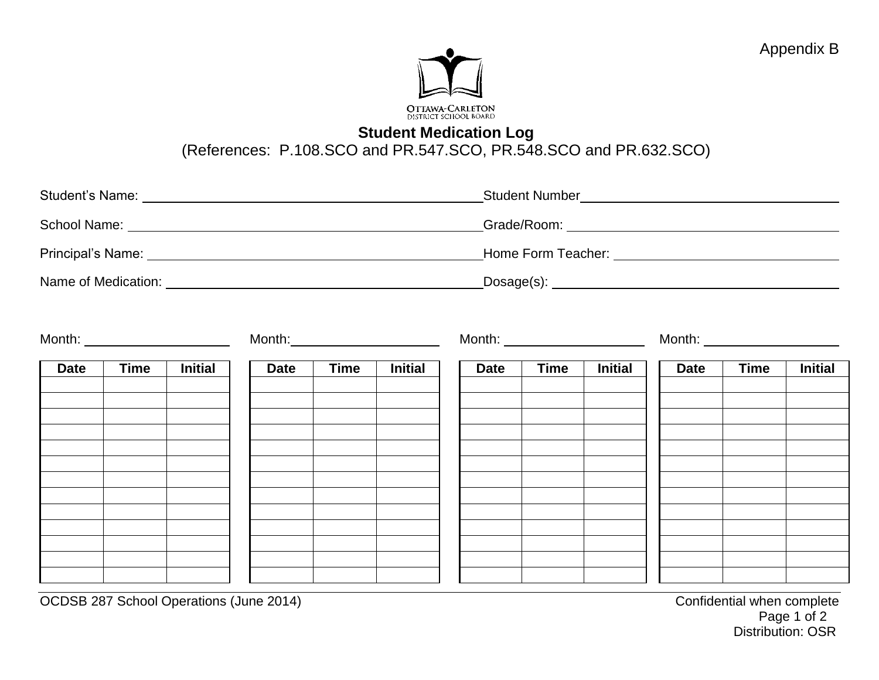Appendix B

OTTAWA-CARLETON DISTRICT SCHOOL BOARD

## Student Medication Log

(References: P.108.SCO and PR.547.SCO, PR.548.SCO and PR.632.SCO)

Student's Name: ______________________ Student Number ______________________

School Name: ______________________ Grade/Room: ______________________

Principal's Name: ______________________ Home Form Teacher: ______________________

Name of Medication: ______________________ Dosage(s): ______________________

Month: ____________ Month: ____________ Month: ____________ Month: ____________

| Date | Time | Initial | Date | Time | Initial | Date | Time | Initial | Date | Time | Initial |
|---|---|---|---|---|---|---|---|---|---|---|---|
| | | | | | | | | | | | |
| | | | | | | | | | | | |
| | | | | | | | | | | | |
| | | | | | | | | | | | |
| | | | | | | | | | | | |
| | | | | | | | | | | | |
| | | | | | | | | | | | |
| | | | | | | | | | | | |
| | | | | | | | | | | | |
| | | | | | | | | | | | |
| | | | | | | | | | | | |
| | | | | | | | | | | | |
| | | | | | | | | | | | |

OCDSB 287 School Operations (June 2014)

Confidential when complete

Distribution: OSR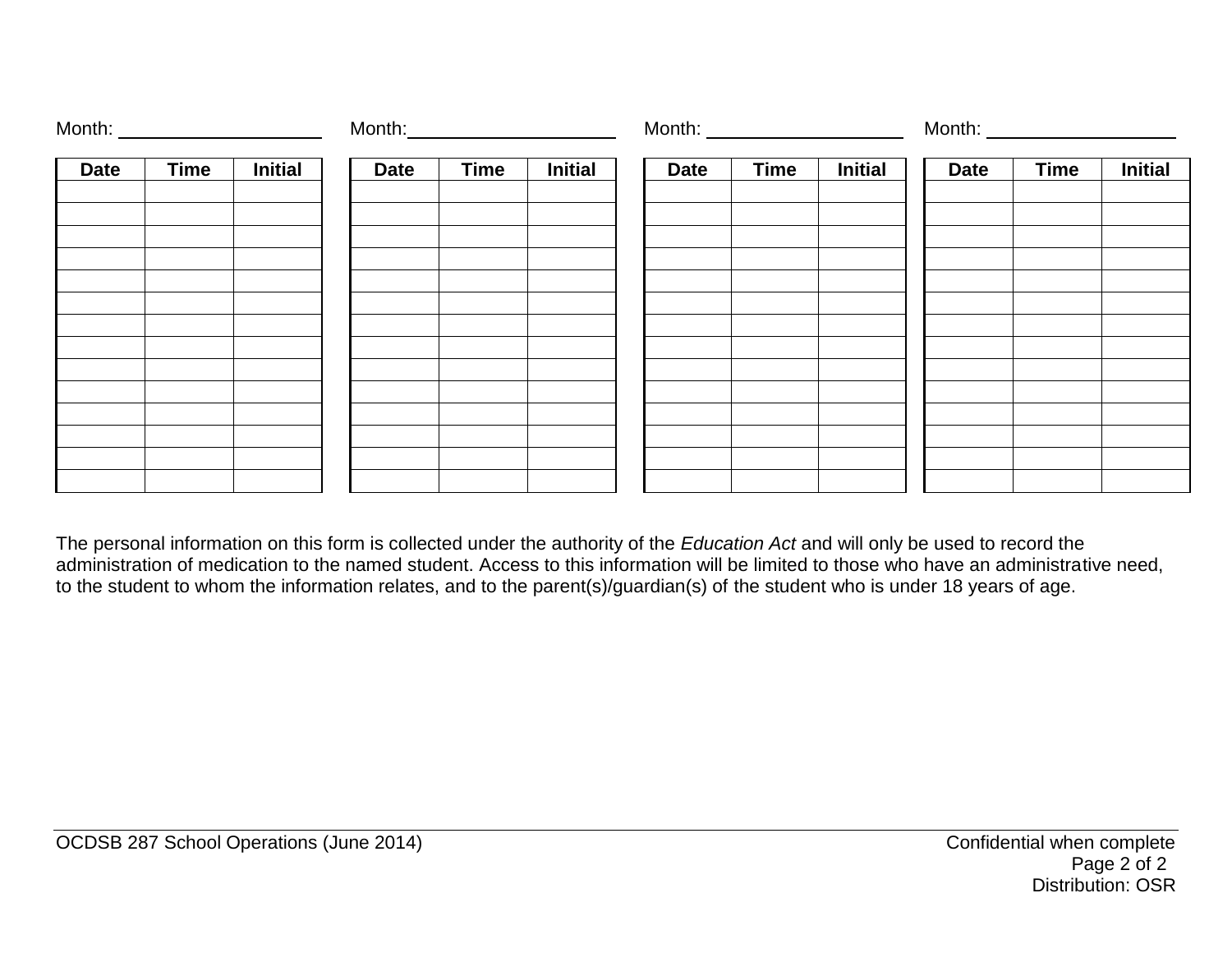Month: ____________________

| Date | Time | Initial |
|---|---|---|
| | | |
| | | |
| | | |
| | | |
| | | |
| | | |
| | | |
| | | |
| | | |
| | | |
| | | |
| | | |
| | | |
| | | |

Month: ____________________

| Date | Time | Initial |
|---|---|---|
| | | |
| | | |
| | | |
| | | |
| | | |
| | | |
| | | |
| | | |
| | | |
| | | |
| | | |
| | | |
| | | |
| | | |

Month: ____________________

| Date | Time | Initial |
|---|---|---|
| | | |
| | | |
| | | |
| | | |
| | | |
| | | |
| | | |
| | | |
| | | |
| | | |
| | | |
| | | |
| | | |
| | | |

Month: ____________________

| Date | Time | Initial |
|---|---|---|
| | | |
| | | |
| | | |
| | | |
| | | |
| | | |
| | | |
| | | |
| | | |
| | | |
| | | |
| | | |
| | | |
| | | |

The personal information on this form is collected under the authority of the *Education Act* and will only be used to record the administration of medication to the named student. Access to this information will be limited to those who have an administrative need, to the student to whom the information relates, and to the parent(s)/guardian(s) of the student who is under 18 years of age.

OCDSB 287 School Operations (June 2014)

Confidential when complete

Distribution: OSR